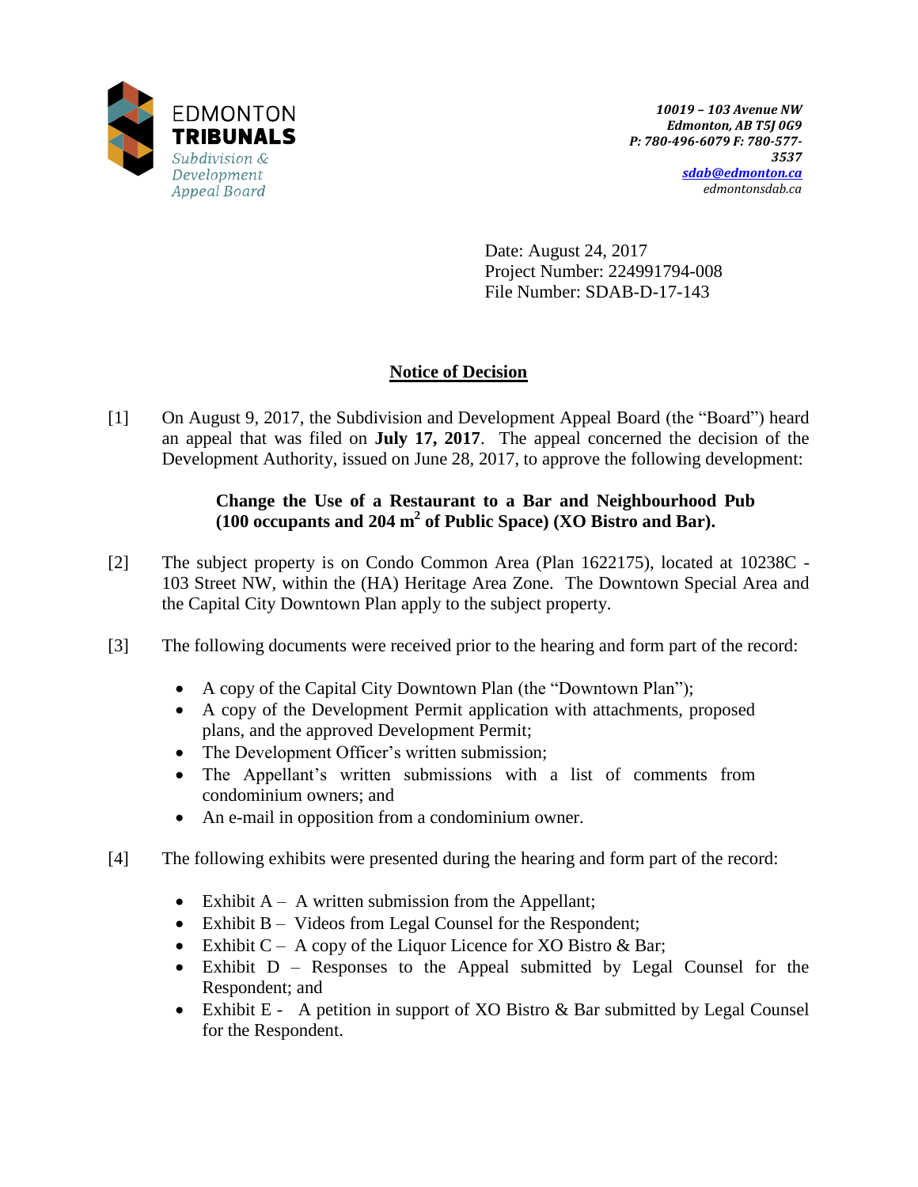EDMONTON
**TRIBUNALS**
*Subdivision & Development Appeal Board*

*10019 – 103 Avenue NW*
*Edmonton, AB T5J 0G9*
*P: 780-496-6079 F: 780-577-3537*
*sdab@edmonton.ca*
*edmontonsdab.ca*

Date: August 24, 2017
Project Number: 224991794-008
File Number: SDAB-D-17-143

## Notice of Decision

[1] On August 9, 2017, the Subdivision and Development Appeal Board (the "Board") heard an appeal that was filed on **July 17, 2017**. The appeal concerned the decision of the Development Authority, issued on June 28, 2017, to approve the following development:

> **Change the Use of a Restaurant to a Bar and Neighbourhood Pub (100 occupants and 204 m$^2$ of Public Space) (XO Bistro and Bar).**

[2] The subject property is on Condo Common Area (Plan 1622175), located at 10238C - 103 Street NW, within the (HA) Heritage Area Zone. The Downtown Special Area and the Capital City Downtown Plan apply to the subject property.

[3] The following documents were received prior to the hearing and form part of the record:

- A copy of the Capital City Downtown Plan (the "Downtown Plan");
- A copy of the Development Permit application with attachments, proposed plans, and the approved Development Permit;
- The Development Officer's written submission;
- The Appellant's written submissions with a list of comments from condominium owners; and
- An e-mail in opposition from a condominium owner.

[4] The following exhibits were presented during the hearing and form part of the record:

- Exhibit A – A written submission from the Appellant;
- Exhibit B – Videos from Legal Counsel for the Respondent;
- Exhibit C – A copy of the Liquor Licence for XO Bistro & Bar;
- Exhibit D – Responses to the Appeal submitted by Legal Counsel for the Respondent; and
- Exhibit E - A petition in support of XO Bistro & Bar submitted by Legal Counsel for the Respondent.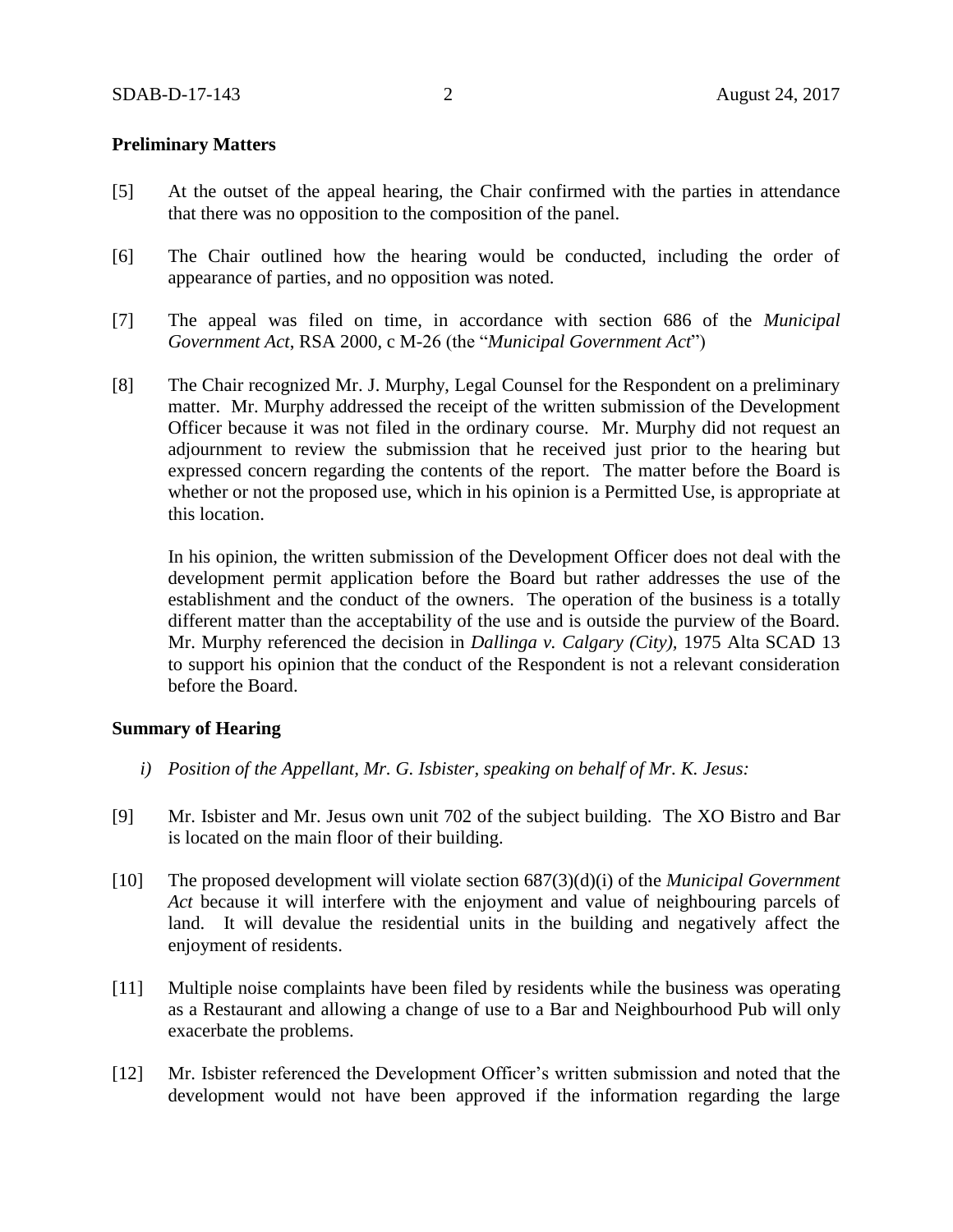**Preliminary Matters**

[5] At the outset of the appeal hearing, the Chair confirmed with the parties in attendance that there was no opposition to the composition of the panel.

[6] The Chair outlined how the hearing would be conducted, including the order of appearance of parties, and no opposition was noted.

[7] The appeal was filed on time, in accordance with section 686 of the *Municipal Government Act*, RSA 2000, c M-26 (the "*Municipal Government Act*")

[8] The Chair recognized Mr. J. Murphy, Legal Counsel for the Respondent on a preliminary matter. Mr. Murphy addressed the receipt of the written submission of the Development Officer because it was not filed in the ordinary course. Mr. Murphy did not request an adjournment to review the submission that he received just prior to the hearing but expressed concern regarding the contents of the report. The matter before the Board is whether or not the proposed use, which in his opinion is a Permitted Use, is appropriate at this location.

In his opinion, the written submission of the Development Officer does not deal with the development permit application before the Board but rather addresses the use of the establishment and the conduct of the owners. The operation of the business is a totally different matter than the acceptability of the use and is outside the purview of the Board. Mr. Murphy referenced the decision in *Dallinga v. Calgary (City),* 1975 Alta SCAD 13 to support his opinion that the conduct of the Respondent is not a relevant consideration before the Board.

**Summary of Hearing**

*i) Position of the Appellant, Mr. G. Isbister, speaking on behalf of Mr. K. Jesus:*

[9] Mr. Isbister and Mr. Jesus own unit 702 of the subject building. The XO Bistro and Bar is located on the main floor of their building.

[10] The proposed development will violate section 687(3)(d)(i) of the *Municipal Government Act* because it will interfere with the enjoyment and value of neighbouring parcels of land. It will devalue the residential units in the building and negatively affect the enjoyment of residents.

[11] Multiple noise complaints have been filed by residents while the business was operating as a Restaurant and allowing a change of use to a Bar and Neighbourhood Pub will only exacerbate the problems.

[12] Mr. Isbister referenced the Development Officer's written submission and noted that the development would not have been approved if the information regarding the large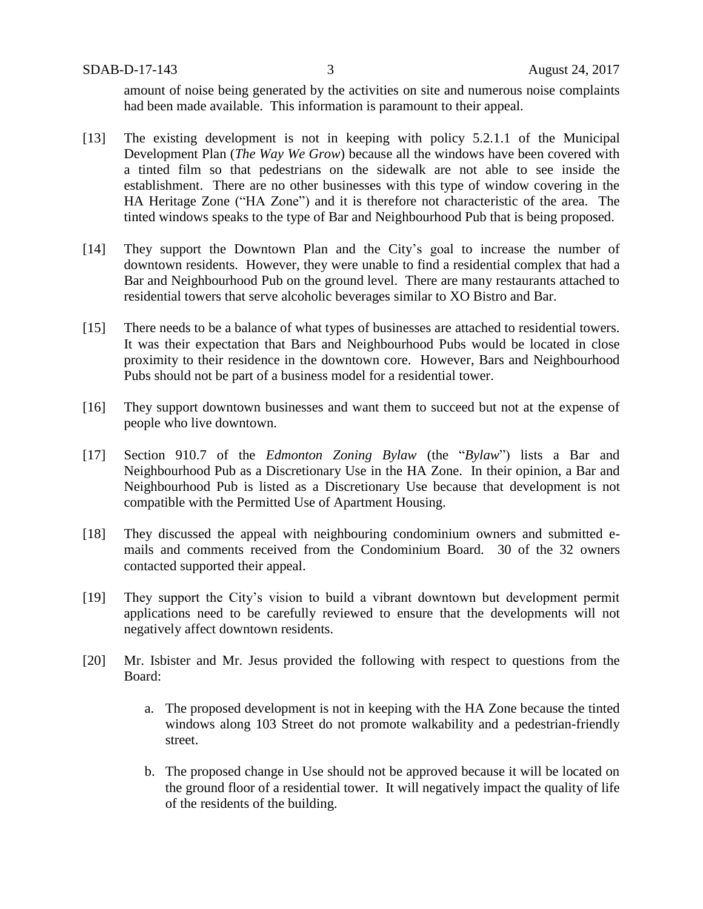amount of noise being generated by the activities on site and numerous noise complaints had been made available. This information is paramount to their appeal.

[13] The existing development is not in keeping with policy 5.2.1.1 of the Municipal Development Plan (*The Way We Grow*) because all the windows have been covered with a tinted film so that pedestrians on the sidewalk are not able to see inside the establishment. There are no other businesses with this type of window covering in the HA Heritage Zone ("HA Zone") and it is therefore not characteristic of the area. The tinted windows speaks to the type of Bar and Neighbourhood Pub that is being proposed.

[14] They support the Downtown Plan and the City's goal to increase the number of downtown residents. However, they were unable to find a residential complex that had a Bar and Neighbourhood Pub on the ground level. There are many restaurants attached to residential towers that serve alcoholic beverages similar to XO Bistro and Bar.

[15] There needs to be a balance of what types of businesses are attached to residential towers. It was their expectation that Bars and Neighbourhood Pubs would be located in close proximity to their residence in the downtown core. However, Bars and Neighbourhood Pubs should not be part of a business model for a residential tower.

[16] They support downtown businesses and want them to succeed but not at the expense of people who live downtown.

[17] Section 910.7 of the *Edmonton Zoning Bylaw* (the "*Bylaw*") lists a Bar and Neighbourhood Pub as a Discretionary Use in the HA Zone. In their opinion, a Bar and Neighbourhood Pub is listed as a Discretionary Use because that development is not compatible with the Permitted Use of Apartment Housing.

[18] They discussed the appeal with neighbouring condominium owners and submitted e-mails and comments received from the Condominium Board. 30 of the 32 owners contacted supported their appeal.

[19] They support the City's vision to build a vibrant downtown but development permit applications need to be carefully reviewed to ensure that the developments will not negatively affect downtown residents.

[20] Mr. Isbister and Mr. Jesus provided the following with respect to questions from the Board:

a. The proposed development is not in keeping with the HA Zone because the tinted windows along 103 Street do not promote walkability and a pedestrian-friendly street.

b. The proposed change in Use should not be approved because it will be located on the ground floor of a residential tower. It will negatively impact the quality of life of the residents of the building.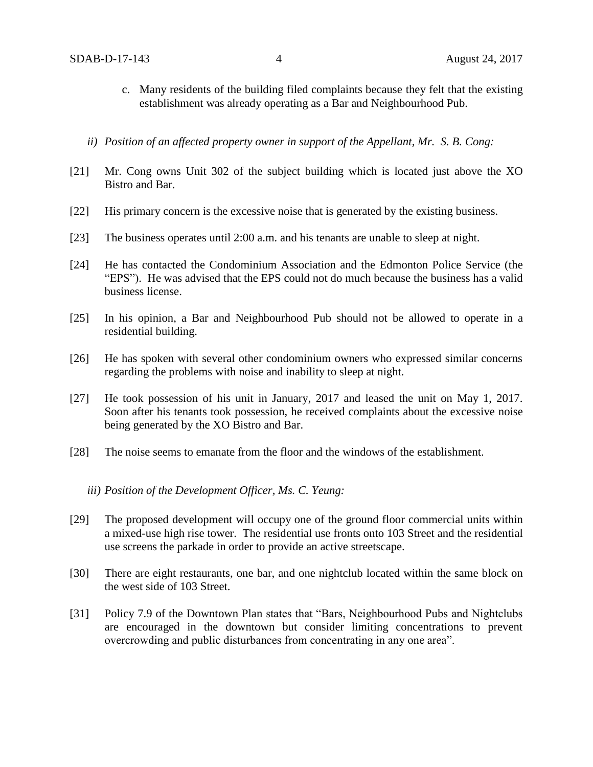c. Many residents of the building filed complaints because they felt that the existing establishment was already operating as a Bar and Neighbourhood Pub.

*ii) Position of an affected property owner in support of the Appellant, Mr. S. B. Cong:*

[21] Mr. Cong owns Unit 302 of the subject building which is located just above the XO Bistro and Bar.

[22] His primary concern is the excessive noise that is generated by the existing business.

[23] The business operates until 2:00 a.m. and his tenants are unable to sleep at night.

[24] He has contacted the Condominium Association and the Edmonton Police Service (the "EPS"). He was advised that the EPS could not do much because the business has a valid business license.

[25] In his opinion, a Bar and Neighbourhood Pub should not be allowed to operate in a residential building.

[26] He has spoken with several other condominium owners who expressed similar concerns regarding the problems with noise and inability to sleep at night.

[27] He took possession of his unit in January, 2017 and leased the unit on May 1, 2017. Soon after his tenants took possession, he received complaints about the excessive noise being generated by the XO Bistro and Bar.

[28] The noise seems to emanate from the floor and the windows of the establishment.

*iii) Position of the Development Officer, Ms. C. Yeung:*

[29] The proposed development will occupy one of the ground floor commercial units within a mixed-use high rise tower. The residential use fronts onto 103 Street and the residential use screens the parkade in order to provide an active streetscape.

[30] There are eight restaurants, one bar, and one nightclub located within the same block on the west side of 103 Street.

[31] Policy 7.9 of the Downtown Plan states that "Bars, Neighbourhood Pubs and Nightclubs are encouraged in the downtown but consider limiting concentrations to prevent overcrowding and public disturbances from concentrating in any one area".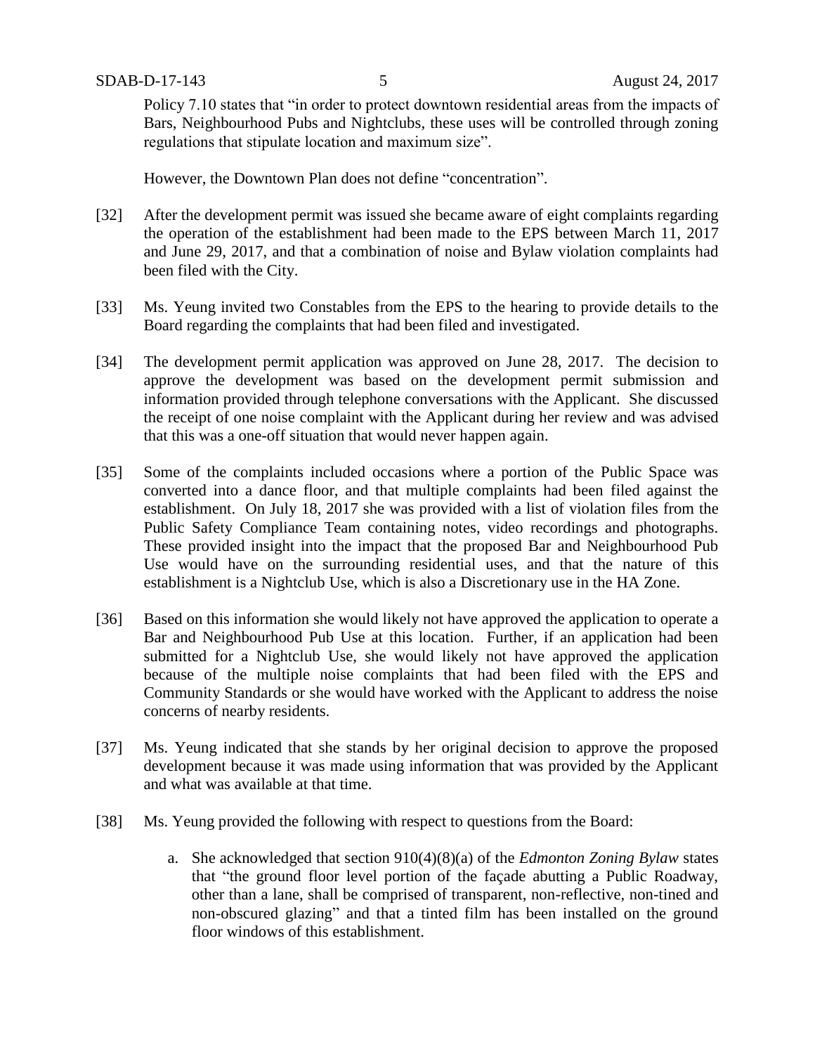Policy 7.10 states that "in order to protect downtown residential areas from the impacts of Bars, Neighbourhood Pubs and Nightclubs, these uses will be controlled through zoning regulations that stipulate location and maximum size".

However, the Downtown Plan does not define "concentration".

[32] After the development permit was issued she became aware of eight complaints regarding the operation of the establishment had been made to the EPS between March 11, 2017 and June 29, 2017, and that a combination of noise and Bylaw violation complaints had been filed with the City.

[33] Ms. Yeung invited two Constables from the EPS to the hearing to provide details to the Board regarding the complaints that had been filed and investigated.

[34] The development permit application was approved on June 28, 2017. The decision to approve the development was based on the development permit submission and information provided through telephone conversations with the Applicant. She discussed the receipt of one noise complaint with the Applicant during her review and was advised that this was a one-off situation that would never happen again.

[35] Some of the complaints included occasions where a portion of the Public Space was converted into a dance floor, and that multiple complaints had been filed against the establishment. On July 18, 2017 she was provided with a list of violation files from the Public Safety Compliance Team containing notes, video recordings and photographs. These provided insight into the impact that the proposed Bar and Neighbourhood Pub Use would have on the surrounding residential uses, and that the nature of this establishment is a Nightclub Use, which is also a Discretionary use in the HA Zone.

[36] Based on this information she would likely not have approved the application to operate a Bar and Neighbourhood Pub Use at this location. Further, if an application had been submitted for a Nightclub Use, she would likely not have approved the application because of the multiple noise complaints that had been filed with the EPS and Community Standards or she would have worked with the Applicant to address the noise concerns of nearby residents.

[37] Ms. Yeung indicated that she stands by her original decision to approve the proposed development because it was made using information that was provided by the Applicant and what was available at that time.

[38] Ms. Yeung provided the following with respect to questions from the Board:

a. She acknowledged that section 910(4)(8)(a) of the *Edmonton Zoning Bylaw* states that "the ground floor level portion of the façade abutting a Public Roadway, other than a lane, shall be comprised of transparent, non-reflective, non-tined and non-obscured glazing" and that a tinted film has been installed on the ground floor windows of this establishment.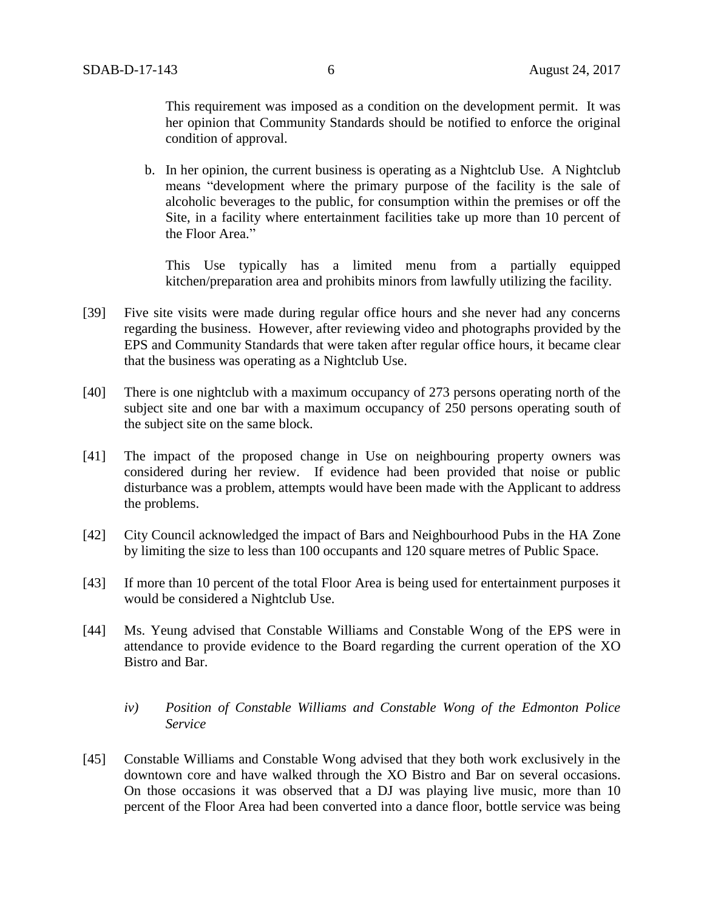This requirement was imposed as a condition on the development permit. It was her opinion that Community Standards should be notified to enforce the original condition of approval.

b. In her opinion, the current business is operating as a Nightclub Use. A Nightclub means "development where the primary purpose of the facility is the sale of alcoholic beverages to the public, for consumption within the premises or off the Site, in a facility where entertainment facilities take up more than 10 percent of the Floor Area."

   This Use typically has a limited menu from a partially equipped kitchen/preparation area and prohibits minors from lawfully utilizing the facility.

[39] Five site visits were made during regular office hours and she never had any concerns regarding the business. However, after reviewing video and photographs provided by the EPS and Community Standards that were taken after regular office hours, it became clear that the business was operating as a Nightclub Use.

[40] There is one nightclub with a maximum occupancy of 273 persons operating north of the subject site and one bar with a maximum occupancy of 250 persons operating south of the subject site on the same block.

[41] The impact of the proposed change in Use on neighbouring property owners was considered during her review. If evidence had been provided that noise or public disturbance was a problem, attempts would have been made with the Applicant to address the problems.

[42] City Council acknowledged the impact of Bars and Neighbourhood Pubs in the HA Zone by limiting the size to less than 100 occupants and 120 square metres of Public Space.

[43] If more than 10 percent of the total Floor Area is being used for entertainment purposes it would be considered a Nightclub Use.

[44] Ms. Yeung advised that Constable Williams and Constable Wong of the EPS were in attendance to provide evidence to the Board regarding the current operation of the XO Bistro and Bar.

*iv) Position of Constable Williams and Constable Wong of the Edmonton Police Service*

[45] Constable Williams and Constable Wong advised that they both work exclusively in the downtown core and have walked through the XO Bistro and Bar on several occasions. On those occasions it was observed that a DJ was playing live music, more than 10 percent of the Floor Area had been converted into a dance floor, bottle service was being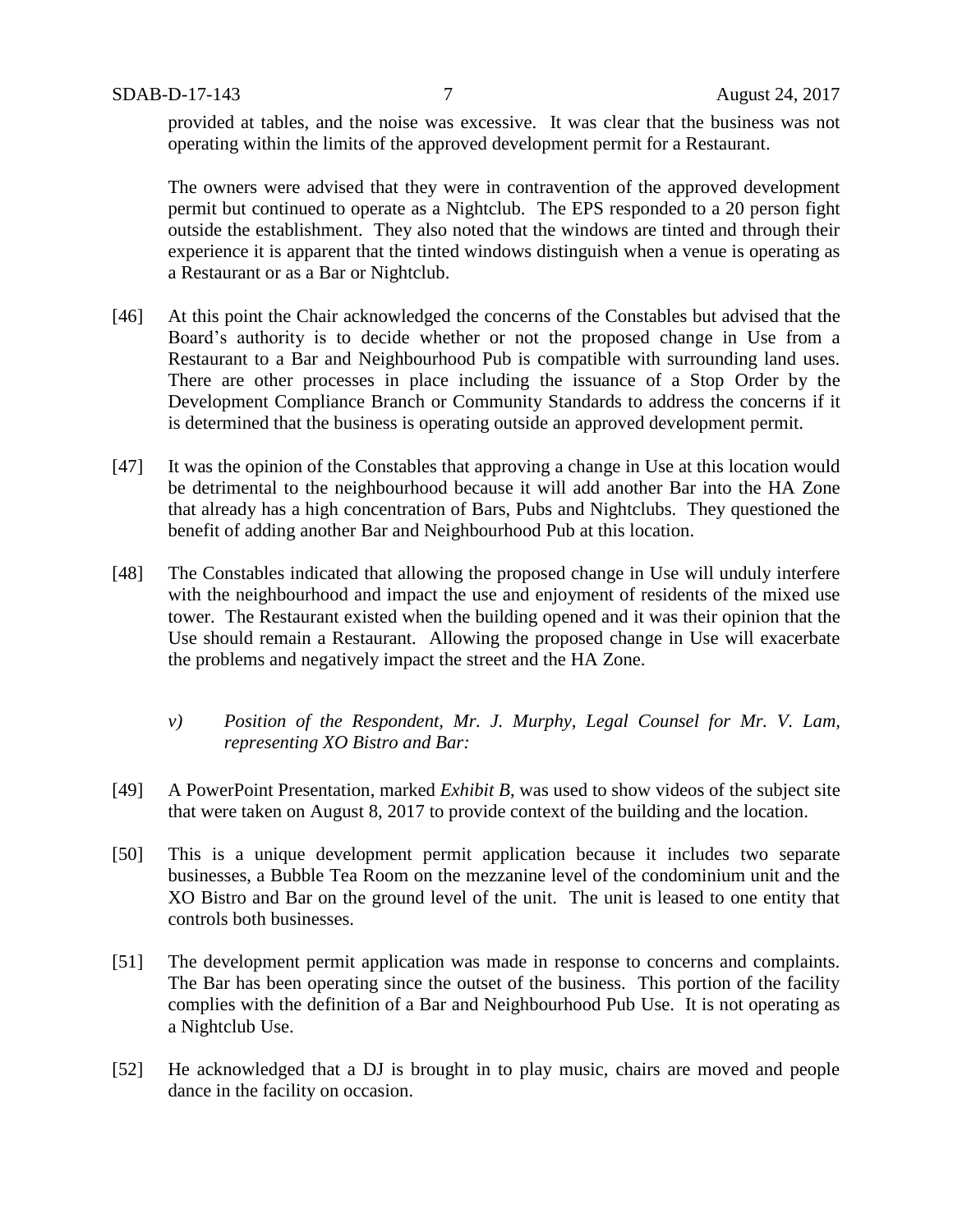provided at tables, and the noise was excessive. It was clear that the business was not operating within the limits of the approved development permit for a Restaurant.

The owners were advised that they were in contravention of the approved development permit but continued to operate as a Nightclub. The EPS responded to a 20 person fight outside the establishment. They also noted that the windows are tinted and through their experience it is apparent that the tinted windows distinguish when a venue is operating as a Restaurant or as a Bar or Nightclub.

[46] At this point the Chair acknowledged the concerns of the Constables but advised that the Board's authority is to decide whether or not the proposed change in Use from a Restaurant to a Bar and Neighbourhood Pub is compatible with surrounding land uses. There are other processes in place including the issuance of a Stop Order by the Development Compliance Branch or Community Standards to address the concerns if it is determined that the business is operating outside an approved development permit.

[47] It was the opinion of the Constables that approving a change in Use at this location would be detrimental to the neighbourhood because it will add another Bar into the HA Zone that already has a high concentration of Bars, Pubs and Nightclubs. They questioned the benefit of adding another Bar and Neighbourhood Pub at this location.

[48] The Constables indicated that allowing the proposed change in Use will unduly interfere with the neighbourhood and impact the use and enjoyment of residents of the mixed use tower. The Restaurant existed when the building opened and it was their opinion that the Use should remain a Restaurant. Allowing the proposed change in Use will exacerbate the problems and negatively impact the street and the HA Zone.

*v) Position of the Respondent, Mr. J. Murphy, Legal Counsel for Mr. V. Lam, representing XO Bistro and Bar:*

[49] A PowerPoint Presentation, marked *Exhibit B*, was used to show videos of the subject site that were taken on August 8, 2017 to provide context of the building and the location.

[50] This is a unique development permit application because it includes two separate businesses, a Bubble Tea Room on the mezzanine level of the condominium unit and the XO Bistro and Bar on the ground level of the unit. The unit is leased to one entity that controls both businesses.

[51] The development permit application was made in response to concerns and complaints. The Bar has been operating since the outset of the business. This portion of the facility complies with the definition of a Bar and Neighbourhood Pub Use. It is not operating as a Nightclub Use.

[52] He acknowledged that a DJ is brought in to play music, chairs are moved and people dance in the facility on occasion.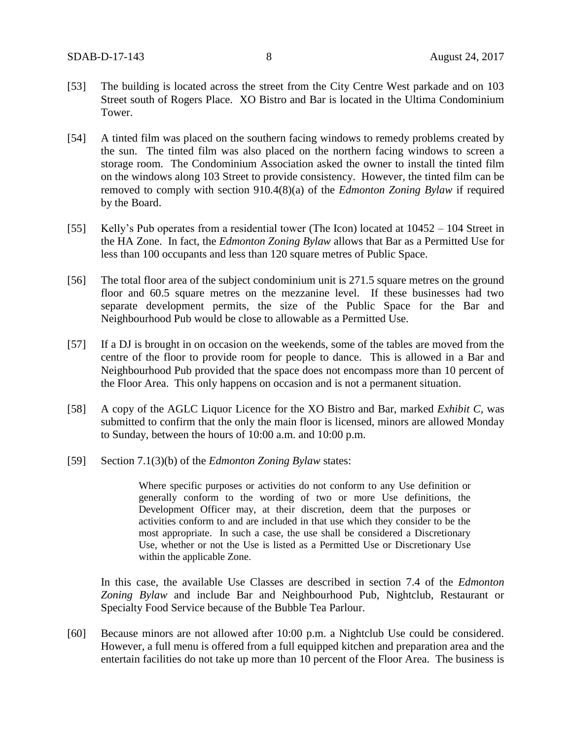[53] The building is located across the street from the City Centre West parkade and on 103 Street south of Rogers Place. XO Bistro and Bar is located in the Ultima Condominium Tower.

[54] A tinted film was placed on the southern facing windows to remedy problems created by the sun. The tinted film was also placed on the northern facing windows to screen a storage room. The Condominium Association asked the owner to install the tinted film on the windows along 103 Street to provide consistency. However, the tinted film can be removed to comply with section 910.4(8)(a) of the *Edmonton Zoning Bylaw* if required by the Board.

[55] Kelly's Pub operates from a residential tower (The Icon) located at 10452 – 104 Street in the HA Zone. In fact, the *Edmonton Zoning Bylaw* allows that Bar as a Permitted Use for less than 100 occupants and less than 120 square metres of Public Space.

[56] The total floor area of the subject condominium unit is 271.5 square metres on the ground floor and 60.5 square metres on the mezzanine level. If these businesses had two separate development permits, the size of the Public Space for the Bar and Neighbourhood Pub would be close to allowable as a Permitted Use.

[57] If a DJ is brought in on occasion on the weekends, some of the tables are moved from the centre of the floor to provide room for people to dance. This is allowed in a Bar and Neighbourhood Pub provided that the space does not encompass more than 10 percent of the Floor Area. This only happens on occasion and is not a permanent situation.

[58] A copy of the AGLC Liquor Licence for the XO Bistro and Bar, marked *Exhibit C*, was submitted to confirm that the only the main floor is licensed, minors are allowed Monday to Sunday, between the hours of 10:00 a.m. and 10:00 p.m.

[59] Section 7.1(3)(b) of the *Edmonton Zoning Bylaw* states:

> Where specific purposes or activities do not conform to any Use definition or generally conform to the wording of two or more Use definitions, the Development Officer may, at their discretion, deem that the purposes or activities conform to and are included in that use which they consider to be the most appropriate. In such a case, the use shall be considered a Discretionary Use, whether or not the Use is listed as a Permitted Use or Discretionary Use within the applicable Zone.

In this case, the available Use Classes are described in section 7.4 of the *Edmonton Zoning Bylaw* and include Bar and Neighbourhood Pub, Nightclub, Restaurant or Specialty Food Service because of the Bubble Tea Parlour.

[60] Because minors are not allowed after 10:00 p.m. a Nightclub Use could be considered. However, a full menu is offered from a full equipped kitchen and preparation area and the entertain facilities do not take up more than 10 percent of the Floor Area. The business is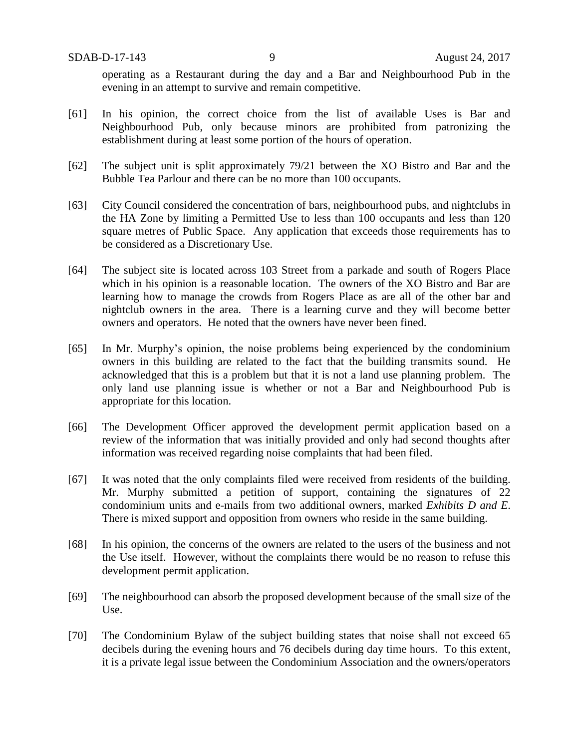operating as a Restaurant during the day and a Bar and Neighbourhood Pub in the evening in an attempt to survive and remain competitive.

[61] In his opinion, the correct choice from the list of available Uses is Bar and Neighbourhood Pub, only because minors are prohibited from patronizing the establishment during at least some portion of the hours of operation.

[62] The subject unit is split approximately 79/21 between the XO Bistro and Bar and the Bubble Tea Parlour and there can be no more than 100 occupants.

[63] City Council considered the concentration of bars, neighbourhood pubs, and nightclubs in the HA Zone by limiting a Permitted Use to less than 100 occupants and less than 120 square metres of Public Space. Any application that exceeds those requirements has to be considered as a Discretionary Use.

[64] The subject site is located across 103 Street from a parkade and south of Rogers Place which in his opinion is a reasonable location. The owners of the XO Bistro and Bar are learning how to manage the crowds from Rogers Place as are all of the other bar and nightclub owners in the area. There is a learning curve and they will become better owners and operators. He noted that the owners have never been fined.

[65] In Mr. Murphy's opinion, the noise problems being experienced by the condominium owners in this building are related to the fact that the building transmits sound. He acknowledged that this is a problem but that it is not a land use planning problem. The only land use planning issue is whether or not a Bar and Neighbourhood Pub is appropriate for this location.

[66] The Development Officer approved the development permit application based on a review of the information that was initially provided and only had second thoughts after information was received regarding noise complaints that had been filed.

[67] It was noted that the only complaints filed were received from residents of the building. Mr. Murphy submitted a petition of support, containing the signatures of 22 condominium units and e-mails from two additional owners, marked *Exhibits D and E*. There is mixed support and opposition from owners who reside in the same building.

[68] In his opinion, the concerns of the owners are related to the users of the business and not the Use itself. However, without the complaints there would be no reason to refuse this development permit application.

[69] The neighbourhood can absorb the proposed development because of the small size of the Use.

[70] The Condominium Bylaw of the subject building states that noise shall not exceed 65 decibels during the evening hours and 76 decibels during day time hours. To this extent, it is a private legal issue between the Condominium Association and the owners/operators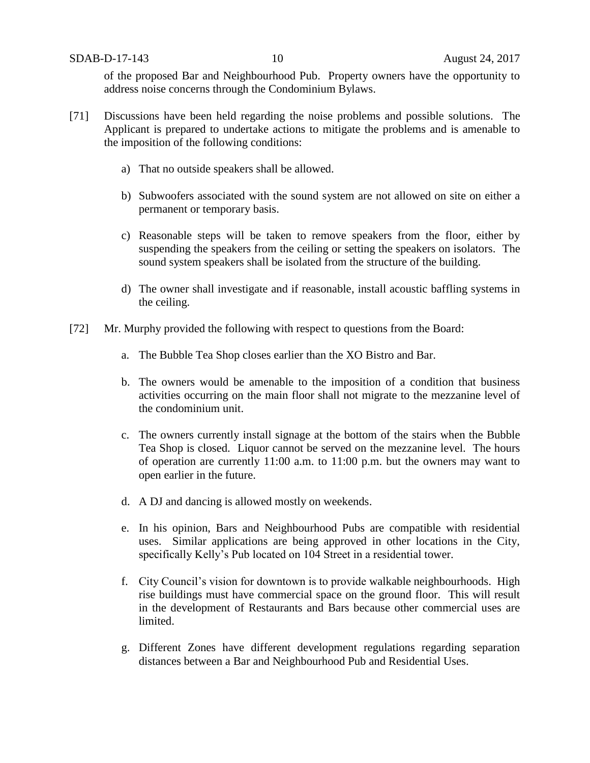of the proposed Bar and Neighbourhood Pub. Property owners have the opportunity to address noise concerns through the Condominium Bylaws.

[71] Discussions have been held regarding the noise problems and possible solutions. The Applicant is prepared to undertake actions to mitigate the problems and is amenable to the imposition of the following conditions:

a) That no outside speakers shall be allowed.

b) Subwoofers associated with the sound system are not allowed on site on either a permanent or temporary basis.

c) Reasonable steps will be taken to remove speakers from the floor, either by suspending the speakers from the ceiling or setting the speakers on isolators. The sound system speakers shall be isolated from the structure of the building.

d) The owner shall investigate and if reasonable, install acoustic baffling systems in the ceiling.

[72] Mr. Murphy provided the following with respect to questions from the Board:

a. The Bubble Tea Shop closes earlier than the XO Bistro and Bar.

b. The owners would be amenable to the imposition of a condition that business activities occurring on the main floor shall not migrate to the mezzanine level of the condominium unit.

c. The owners currently install signage at the bottom of the stairs when the Bubble Tea Shop is closed. Liquor cannot be served on the mezzanine level. The hours of operation are currently 11:00 a.m. to 11:00 p.m. but the owners may want to open earlier in the future.

d. A DJ and dancing is allowed mostly on weekends.

e. In his opinion, Bars and Neighbourhood Pubs are compatible with residential uses. Similar applications are being approved in other locations in the City, specifically Kelly's Pub located on 104 Street in a residential tower.

f. City Council's vision for downtown is to provide walkable neighbourhoods. High rise buildings must have commercial space on the ground floor. This will result in the development of Restaurants and Bars because other commercial uses are limited.

g. Different Zones have different development regulations regarding separation distances between a Bar and Neighbourhood Pub and Residential Uses.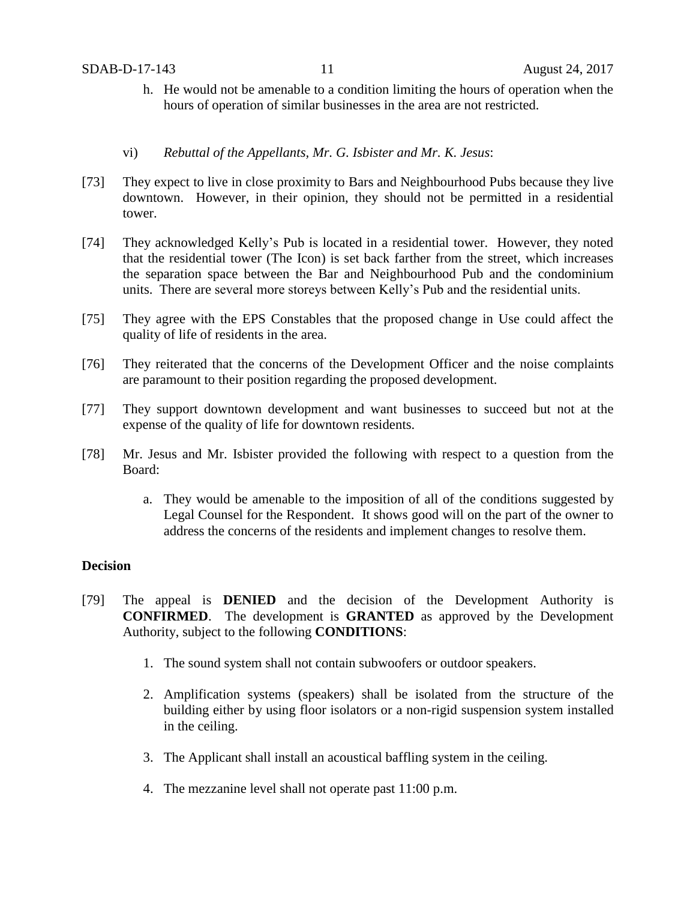h. He would not be amenable to a condition limiting the hours of operation when the hours of operation of similar businesses in the area are not restricted.

vi) *Rebuttal of the Appellants, Mr. G. Isbister and Mr. K. Jesus*:

[73] They expect to live in close proximity to Bars and Neighbourhood Pubs because they live downtown. However, in their opinion, they should not be permitted in a residential tower.

[74] They acknowledged Kelly's Pub is located in a residential tower. However, they noted that the residential tower (The Icon) is set back farther from the street, which increases the separation space between the Bar and Neighbourhood Pub and the condominium units. There are several more storeys between Kelly's Pub and the residential units.

[75] They agree with the EPS Constables that the proposed change in Use could affect the quality of life of residents in the area.

[76] They reiterated that the concerns of the Development Officer and the noise complaints are paramount to their position regarding the proposed development.

[77] They support downtown development and want businesses to succeed but not at the expense of the quality of life for downtown residents.

[78] Mr. Jesus and Mr. Isbister provided the following with respect to a question from the Board:

a. They would be amenable to the imposition of all of the conditions suggested by Legal Counsel for the Respondent. It shows good will on the part of the owner to address the concerns of the residents and implement changes to resolve them.

**Decision**

[79] The appeal is **DENIED** and the decision of the Development Authority is **CONFIRMED**. The development is **GRANTED** as approved by the Development Authority, subject to the following **CONDITIONS**:

1. The sound system shall not contain subwoofers or outdoor speakers.

2. Amplification systems (speakers) shall be isolated from the structure of the building either by using floor isolators or a non-rigid suspension system installed in the ceiling.

3. The Applicant shall install an acoustical baffling system in the ceiling.

4. The mezzanine level shall not operate past 11:00 p.m.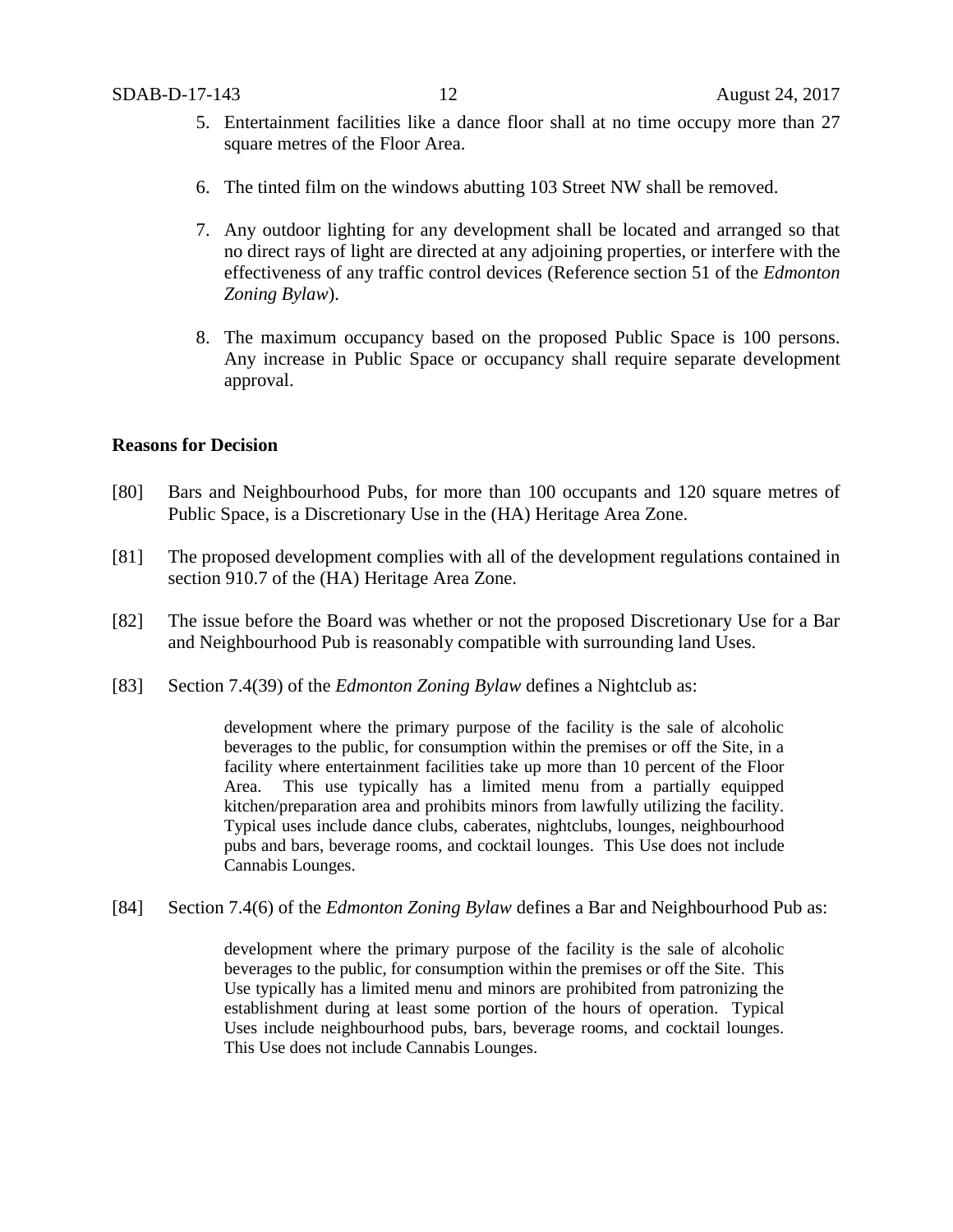5. Entertainment facilities like a dance floor shall at no time occupy more than 27 square metres of the Floor Area.

6. The tinted film on the windows abutting 103 Street NW shall be removed.

7. Any outdoor lighting for any development shall be located and arranged so that no direct rays of light are directed at any adjoining properties, or interfere with the effectiveness of any traffic control devices (Reference section 51 of the *Edmonton Zoning Bylaw*).

8. The maximum occupancy based on the proposed Public Space is 100 persons. Any increase in Public Space or occupancy shall require separate development approval.

**Reasons for Decision**

[80] Bars and Neighbourhood Pubs, for more than 100 occupants and 120 square metres of Public Space, is a Discretionary Use in the (HA) Heritage Area Zone.

[81] The proposed development complies with all of the development regulations contained in section 910.7 of the (HA) Heritage Area Zone.

[82] The issue before the Board was whether or not the proposed Discretionary Use for a Bar and Neighbourhood Pub is reasonably compatible with surrounding land Uses.

[83] Section 7.4(39) of the *Edmonton Zoning Bylaw* defines a Nightclub as:

> development where the primary purpose of the facility is the sale of alcoholic beverages to the public, for consumption within the premises or off the Site, in a facility where entertainment facilities take up more than 10 percent of the Floor Area. This use typically has a limited menu from a partially equipped kitchen/preparation area and prohibits minors from lawfully utilizing the facility. Typical uses include dance clubs, caberates, nightclubs, lounges, neighbourhood pubs and bars, beverage rooms, and cocktail lounges. This Use does not include Cannabis Lounges.

[84] Section 7.4(6) of the *Edmonton Zoning Bylaw* defines a Bar and Neighbourhood Pub as:

> development where the primary purpose of the facility is the sale of alcoholic beverages to the public, for consumption within the premises or off the Site. This Use typically has a limited menu and minors are prohibited from patronizing the establishment during at least some portion of the hours of operation. Typical Uses include neighbourhood pubs, bars, beverage rooms, and cocktail lounges. This Use does not include Cannabis Lounges.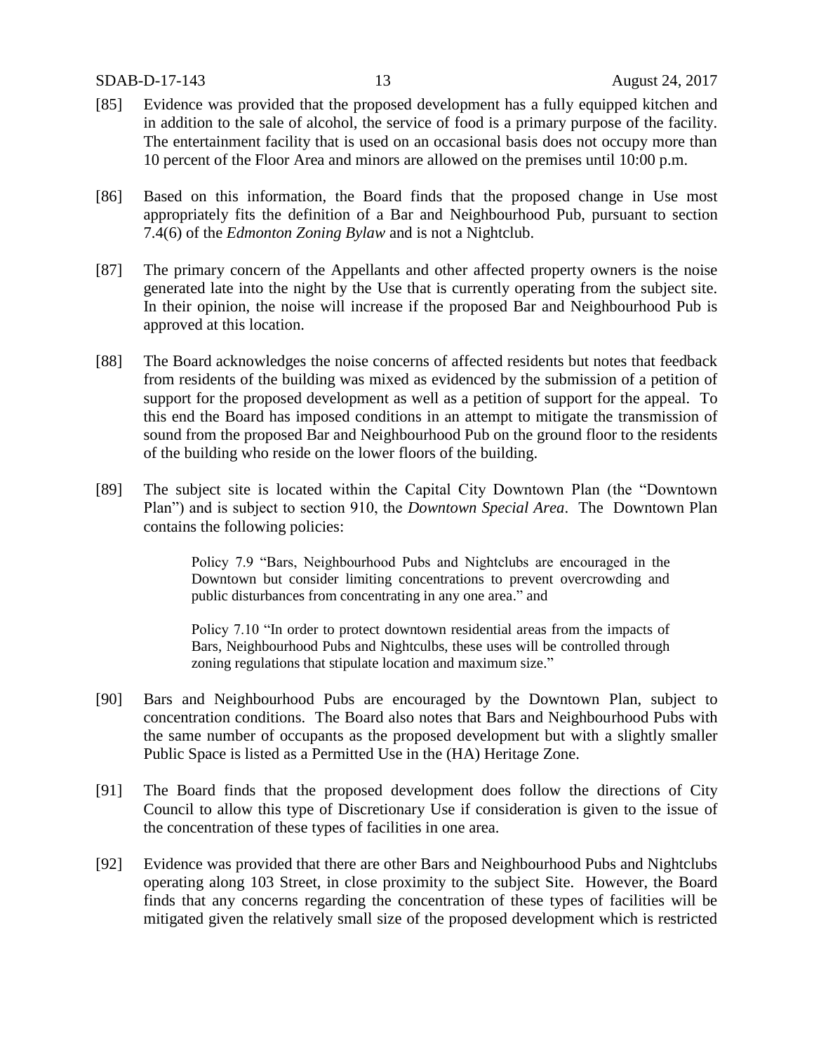[85] Evidence was provided that the proposed development has a fully equipped kitchen and in addition to the sale of alcohol, the service of food is a primary purpose of the facility. The entertainment facility that is used on an occasional basis does not occupy more than 10 percent of the Floor Area and minors are allowed on the premises until 10:00 p.m.

[86] Based on this information, the Board finds that the proposed change in Use most appropriately fits the definition of a Bar and Neighbourhood Pub, pursuant to section 7.4(6) of the *Edmonton Zoning Bylaw* and is not a Nightclub.

[87] The primary concern of the Appellants and other affected property owners is the noise generated late into the night by the Use that is currently operating from the subject site. In their opinion, the noise will increase if the proposed Bar and Neighbourhood Pub is approved at this location.

[88] The Board acknowledges the noise concerns of affected residents but notes that feedback from residents of the building was mixed as evidenced by the submission of a petition of support for the proposed development as well as a petition of support for the appeal. To this end the Board has imposed conditions in an attempt to mitigate the transmission of sound from the proposed Bar and Neighbourhood Pub on the ground floor to the residents of the building who reside on the lower floors of the building.

[89] The subject site is located within the Capital City Downtown Plan (the "Downtown Plan") and is subject to section 910, the *Downtown Special Area*. The Downtown Plan contains the following policies:

> Policy 7.9 "Bars, Neighbourhood Pubs and Nightclubs are encouraged in the Downtown but consider limiting concentrations to prevent overcrowding and public disturbances from concentrating in any one area." and
>
> Policy 7.10 "In order to protect downtown residential areas from the impacts of Bars, Neighbourhood Pubs and Nightculbs, these uses will be controlled through zoning regulations that stipulate location and maximum size."

[90] Bars and Neighbourhood Pubs are encouraged by the Downtown Plan, subject to concentration conditions. The Board also notes that Bars and Neighbourhood Pubs with the same number of occupants as the proposed development but with a slightly smaller Public Space is listed as a Permitted Use in the (HA) Heritage Zone.

[91] The Board finds that the proposed development does follow the directions of City Council to allow this type of Discretionary Use if consideration is given to the issue of the concentration of these types of facilities in one area.

[92] Evidence was provided that there are other Bars and Neighbourhood Pubs and Nightclubs operating along 103 Street, in close proximity to the subject Site. However, the Board finds that any concerns regarding the concentration of these types of facilities will be mitigated given the relatively small size of the proposed development which is restricted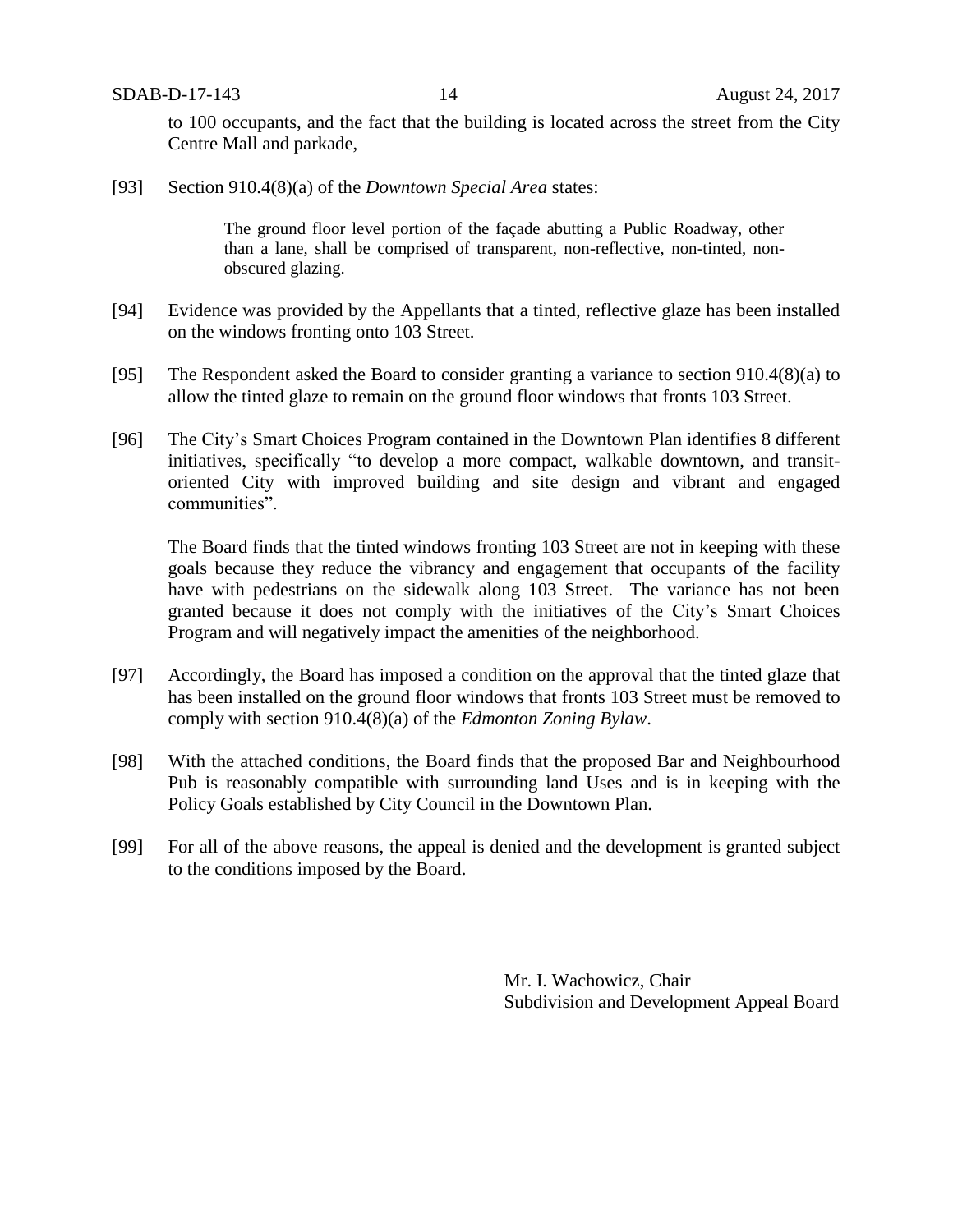to 100 occupants, and the fact that the building is located across the street from the City Centre Mall and parkade,

[93] Section 910.4(8)(a) of the *Downtown Special Area* states:

> The ground floor level portion of the façade abutting a Public Roadway, other than a lane, shall be comprised of transparent, non-reflective, non-tinted, non-obscured glazing.

[94] Evidence was provided by the Appellants that a tinted, reflective glaze has been installed on the windows fronting onto 103 Street.

[95] The Respondent asked the Board to consider granting a variance to section 910.4(8)(a) to allow the tinted glaze to remain on the ground floor windows that fronts 103 Street.

[96] The City's Smart Choices Program contained in the Downtown Plan identifies 8 different initiatives, specifically "to develop a more compact, walkable downtown, and transit-oriented City with improved building and site design and vibrant and engaged communities".

The Board finds that the tinted windows fronting 103 Street are not in keeping with these goals because they reduce the vibrancy and engagement that occupants of the facility have with pedestrians on the sidewalk along 103 Street. The variance has not been granted because it does not comply with the initiatives of the City's Smart Choices Program and will negatively impact the amenities of the neighborhood.

[97] Accordingly, the Board has imposed a condition on the approval that the tinted glaze that has been installed on the ground floor windows that fronts 103 Street must be removed to comply with section 910.4(8)(a) of the *Edmonton Zoning Bylaw*.

[98] With the attached conditions, the Board finds that the proposed Bar and Neighbourhood Pub is reasonably compatible with surrounding land Uses and is in keeping with the Policy Goals established by City Council in the Downtown Plan.

[99] For all of the above reasons, the appeal is denied and the development is granted subject to the conditions imposed by the Board.

Mr. I. Wachowicz, Chair
Subdivision and Development Appeal Board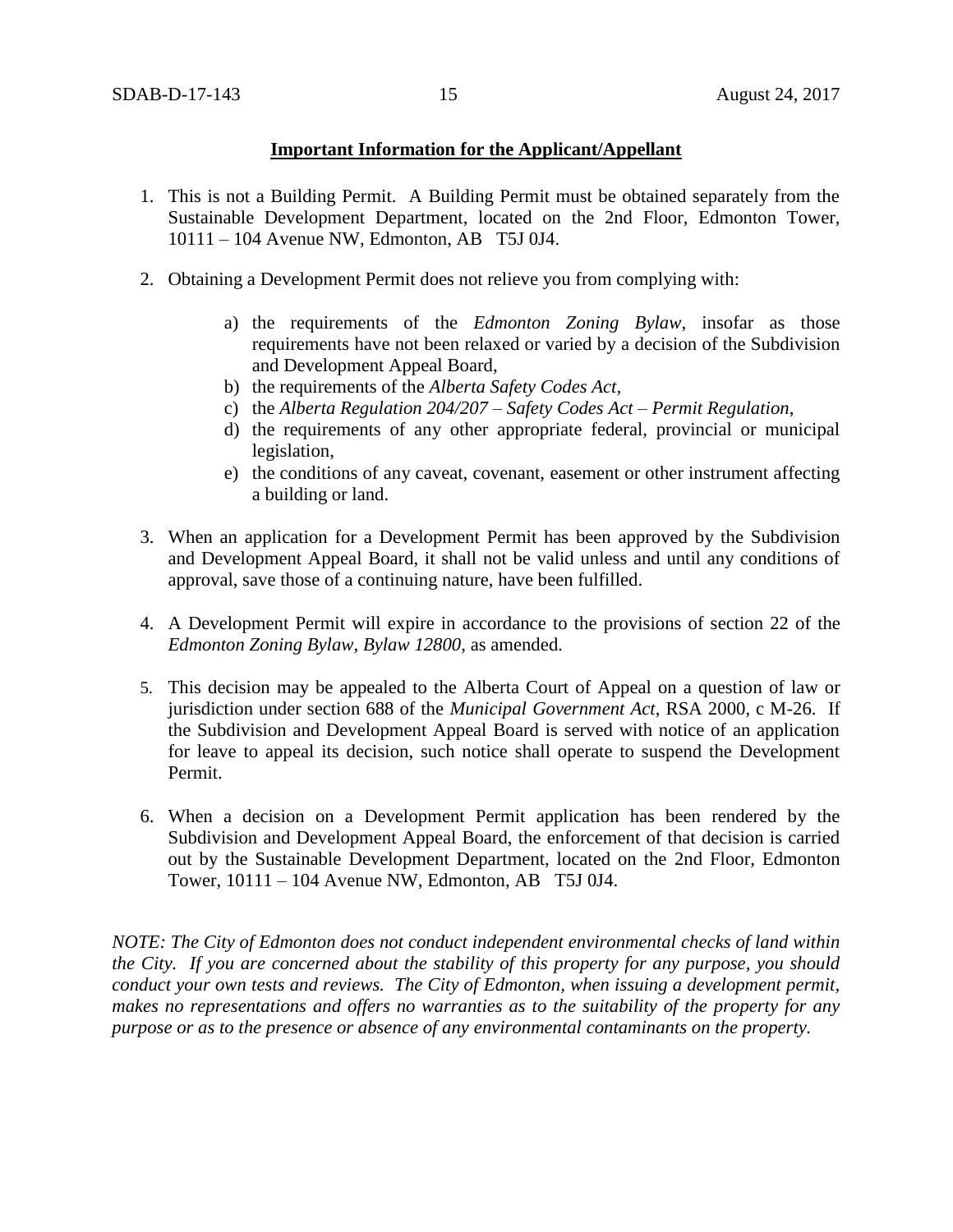**Important Information for the Applicant/Appellant**

1. This is not a Building Permit. A Building Permit must be obtained separately from the Sustainable Development Department, located on the 2nd Floor, Edmonton Tower, 10111 – 104 Avenue NW, Edmonton, AB T5J 0J4.

2. Obtaining a Development Permit does not relieve you from complying with:

    a) the requirements of the *Edmonton Zoning Bylaw*, insofar as those requirements have not been relaxed or varied by a decision of the Subdivision and Development Appeal Board,
    b) the requirements of the *Alberta Safety Codes Act*,
    c) the *Alberta Regulation 204/207 – Safety Codes Act – Permit Regulation*,
    d) the requirements of any other appropriate federal, provincial or municipal legislation,
    e) the conditions of any caveat, covenant, easement or other instrument affecting a building or land.

3. When an application for a Development Permit has been approved by the Subdivision and Development Appeal Board, it shall not be valid unless and until any conditions of approval, save those of a continuing nature, have been fulfilled.

4. A Development Permit will expire in accordance to the provisions of section 22 of the *Edmonton Zoning Bylaw, Bylaw 12800*, as amended.

5. This decision may be appealed to the Alberta Court of Appeal on a question of law or jurisdiction under section 688 of the *Municipal Government Act*, RSA 2000, c M-26. If the Subdivision and Development Appeal Board is served with notice of an application for leave to appeal its decision, such notice shall operate to suspend the Development Permit.

6. When a decision on a Development Permit application has been rendered by the Subdivision and Development Appeal Board, the enforcement of that decision is carried out by the Sustainable Development Department, located on the 2nd Floor, Edmonton Tower, 10111 – 104 Avenue NW, Edmonton, AB T5J 0J4.

*NOTE: The City of Edmonton does not conduct independent environmental checks of land within the City. If you are concerned about the stability of this property for any purpose, you should conduct your own tests and reviews. The City of Edmonton, when issuing a development permit, makes no representations and offers no warranties as to the suitability of the property for any purpose or as to the presence or absence of any environmental contaminants on the property.*